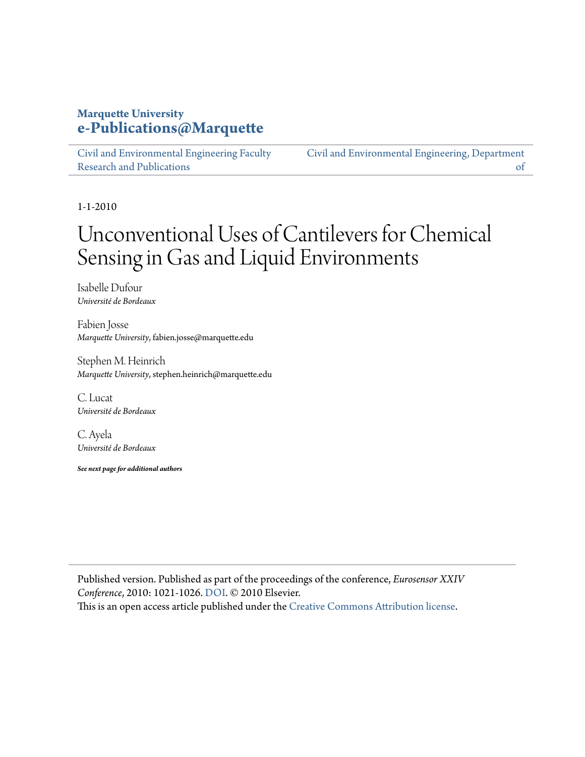**Marquette University**
**e-Publications@Marquette**

Civil and Environmental Engineering Faculty Research and Publications

Civil and Environmental Engineering, Department of

1-1-2010

# Unconventional Uses of Cantilevers for Chemical Sensing in Gas and Liquid Environments

Isabelle Dufour
*Université de Bordeaux*

Fabien Josse
*Marquette University*, fabien.josse@marquette.edu

Stephen M. Heinrich
*Marquette University*, stephen.heinrich@marquette.edu

C. Lucat
*Université de Bordeaux*

C. Ayela
*Université de Bordeaux*

***See next page for additional authors***

Published version. Published as part of the proceedings of the conference, *Eurosensor XXIV Conference*, 2010: 1021-1026. DOI. © 2010 Elsevier.
This is an open access article published under the Creative Commons Attribution license.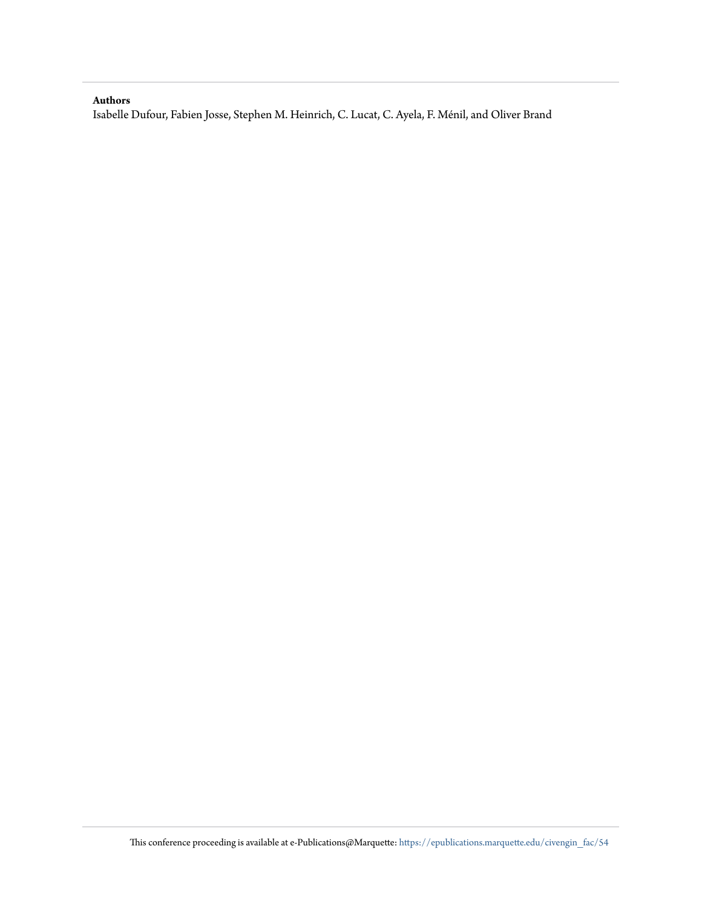**Authors**

Isabelle Dufour, Fabien Josse, Stephen M. Heinrich, C. Lucat, C. Ayela, F. Ménil, and Oliver Brand

This conference proceeding is available at e-Publications@Marquette: https://epublications.marquette.edu/civengin_fac/54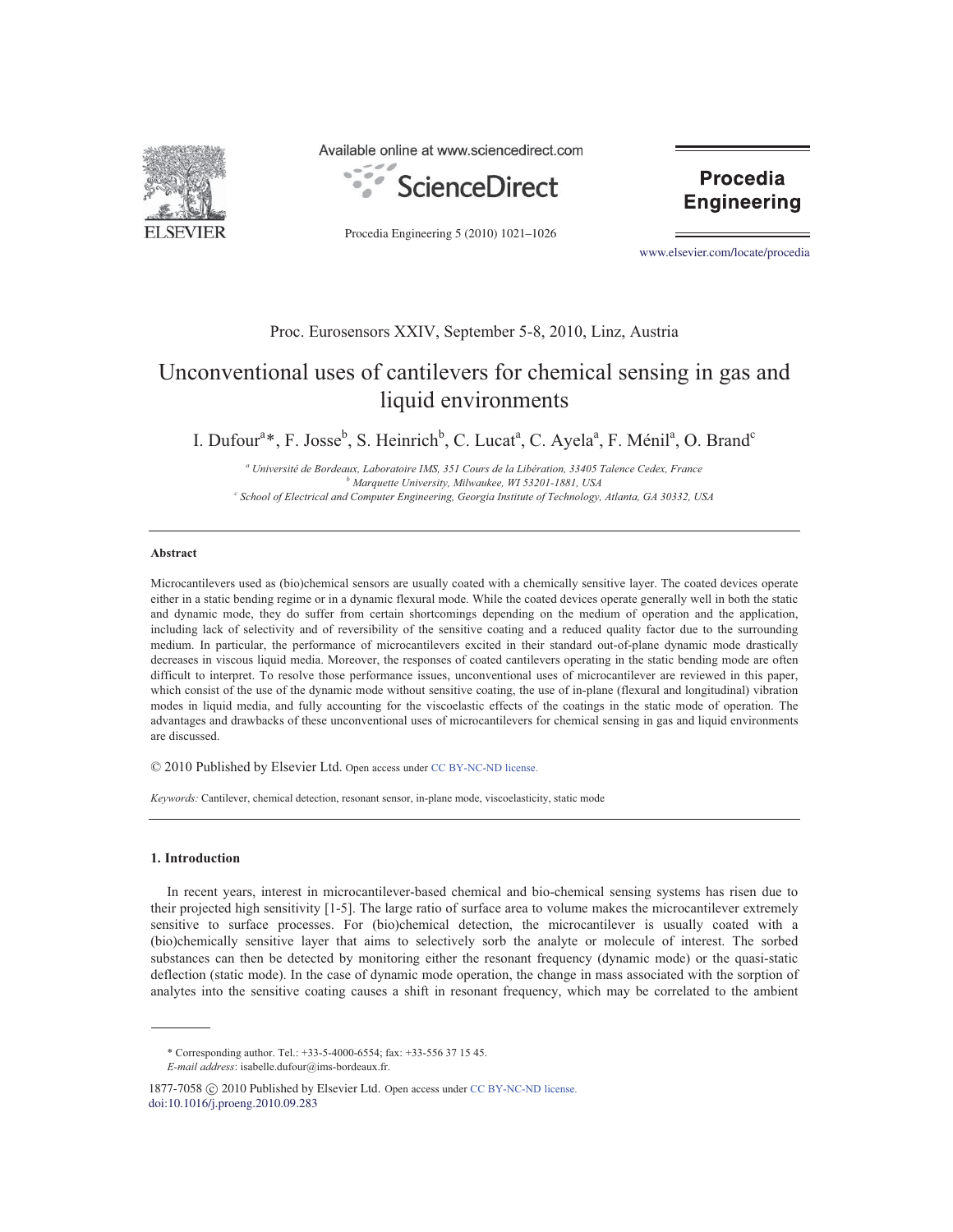Proc. Eurosensors XXIV, September 5-8, 2010, Linz, Austria

# Unconventional uses of cantilevers for chemical sensing in gas and liquid environments

I. Dufour[a]*, F. Josse[b], S. Heinrich[b], C. Lucat[a], C. Ayela[a], F. Ménil[a], O. Brand[c]

[a] Université de Bordeaux, Laboratoire IMS, 351 Cours de la Libération, 33405 Talence Cedex, France
[b] Marquette University, Milwaukee, WI 53201-1881, USA
[c] School of Electrical and Computer Engineering, Georgia Institute of Technology, Atlanta, GA 30332, USA

---

**Abstract**

Microcantilevers used as (bio)chemical sensors are usually coated with a chemically sensitive layer. The coated devices operate either in a static bending regime or in a dynamic flexural mode. While the coated devices operate generally well in both the static and dynamic mode, they do suffer from certain shortcomings depending on the medium of operation and the application, including lack of selectivity and of reversibility of the sensitive coating and a reduced quality factor due to the surrounding medium. In particular, the performance of microcantilevers excited in their standard out-of-plane dynamic mode drastically decreases in viscous liquid media. Moreover, the responses of coated cantilevers operating in the static bending mode are often difficult to interpret. To resolve those performance issues, unconventional uses of microcantilever are reviewed in this paper, which consist of the use of the dynamic mode without sensitive coating, the use of in-plane (flexural and longitudinal) vibration modes in liquid media, and fully accounting for the viscoelastic effects of the coatings in the static mode of operation. The advantages and drawbacks of these unconventional uses of microcantilevers for chemical sensing in gas and liquid environments are discussed.

© 2010 Published by Elsevier Ltd. Open access under CC BY-NC-ND license.

*Keywords:* Cantilever, chemical detection, resonant sensor, in-plane mode, viscoelasticity, static mode

---

## 1. Introduction

In recent years, interest in microcantilever-based chemical and bio-chemical sensing systems has risen due to their projected high sensitivity [1-5]. The large ratio of surface area to volume makes the microcantilever extremely sensitive to surface processes. For (bio)chemical detection, the microcantilever is usually coated with a (bio)chemically sensitive layer that aims to selectively sorb the analyte or molecule of interest. The sorbed substances can then be detected by monitoring either the resonant frequency (dynamic mode) or the quasi-static deflection (static mode). In the case of dynamic mode operation, the change in mass associated with the sorption of analytes into the sensitive coating causes a shift in resonant frequency, which may be correlated to the ambient

* Corresponding author. Tel.: +33-5-4000-6554; fax: +33-556 37 15 45.
*E-mail address*: isabelle.dufour@ims-bordeaux.fr.

1877-7058 © 2010 Published by Elsevier Ltd. Open access under CC BY-NC-ND license.
doi:10.1016/j.proeng.2010.09.283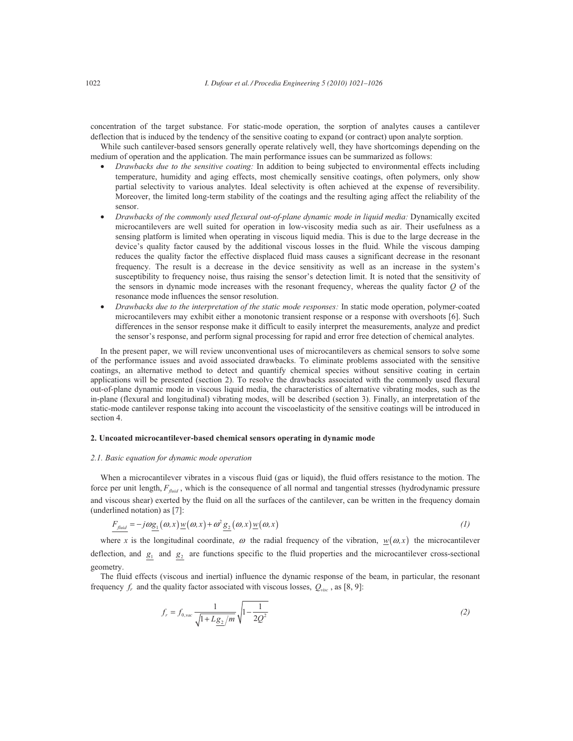concentration of the target substance. For static-mode operation, the sorption of analytes causes a cantilever deflection that is induced by the tendency of the sensitive coating to expand (or contract) upon analyte sorption.

While such cantilever-based sensors generally operate relatively well, they have shortcomings depending on the medium of operation and the application. The main performance issues can be summarized as follows:

- *Drawbacks due to the sensitive coating:* In addition to being subjected to environmental effects including temperature, humidity and aging effects, most chemically sensitive coatings, often polymers, only show partial selectivity to various analytes. Ideal selectivity is often achieved at the expense of reversibility. Moreover, the limited long-term stability of the coatings and the resulting aging affect the reliability of the sensor.
- *Drawbacks of the commonly used flexural out-of-plane dynamic mode in liquid media:* Dynamically excited microcantilevers are well suited for operation in low-viscosity media such as air. Their usefulness as a sensing platform is limited when operating in viscous liquid media. This is due to the large decrease in the device's quality factor caused by the additional viscous losses in the fluid. While the viscous damping reduces the quality factor the effective displaced fluid mass causes a significant decrease in the resonant frequency. The result is a decrease in the device sensitivity as well as an increase in the system's susceptibility to frequency noise, thus raising the sensor's detection limit. It is noted that the sensitivity of the sensors in dynamic mode increases with the resonant frequency, whereas the quality factor $Q$ of the resonance mode influences the sensor resolution.
- *Drawbacks due to the interpretation of the static mode responses:* In static mode operation, polymer-coated microcantilevers may exhibit either a monotonic transient response or a response with overshoots [6]. Such differences in the sensor response make it difficult to easily interpret the measurements, analyze and predict the sensor's response, and perform signal processing for rapid and error free detection of chemical analytes.

In the present paper, we will review unconventional uses of microcantilevers as chemical sensors to solve some of the performance issues and avoid associated drawbacks. To eliminate problems associated with the sensitive coatings, an alternative method to detect and quantify chemical species without sensitive coating in certain applications will be presented (section 2). To resolve the drawbacks associated with the commonly used flexural out-of-plane dynamic mode in viscous liquid media, the characteristics of alternative vibrating modes, such as the in-plane (flexural and longitudinal) vibrating modes, will be described (section 3). Finally, an interpretation of the static-mode cantilever response taking into account the viscoelasticity of the sensitive coatings will be introduced in section 4.

## 2. Uncoated microcantilever-based chemical sensors operating in dynamic mode

### *2.1. Basic equation for dynamic mode operation*

When a microcantilever vibrates in a viscous fluid (gas or liquid), the fluid offers resistance to the motion. The force per unit length, $F_{fluid}$, which is the consequence of all normal and tangential stresses (hydrodynamic pressure and viscous shear) exerted by the fluid on all the surfaces of the cantilever, can be written in the frequency domain (underlined notation) as [7]:

$$\underline{F_{fluid}} = -j\omega \underline{g_1}(\omega, x)\underline{w}(\omega, x) + \omega^2 \underline{g_2}(\omega, x)\underline{w}(\omega, x) \tag{1}$$

where $x$ is the longitudinal coordinate, $\omega$ the radial frequency of the vibration, $\underline{w}(\omega, x)$ the microcantilever deflection, and $\underline{g_1}$ and $\underline{g_2}$ are functions specific to the fluid properties and the microcantilever cross-sectional geometry.

The fluid effects (viscous and inertial) influence the dynamic response of the beam, in particular, the resonant frequency $f_r$ and the quality factor associated with viscous losses, $Q_{visc}$, as [8, 9]:

$$f_r = f_{0,vac} \frac{1}{\sqrt{1 + L\underline{g_2}/m}} \sqrt{1 - \frac{1}{2Q^2}} \tag{2}$$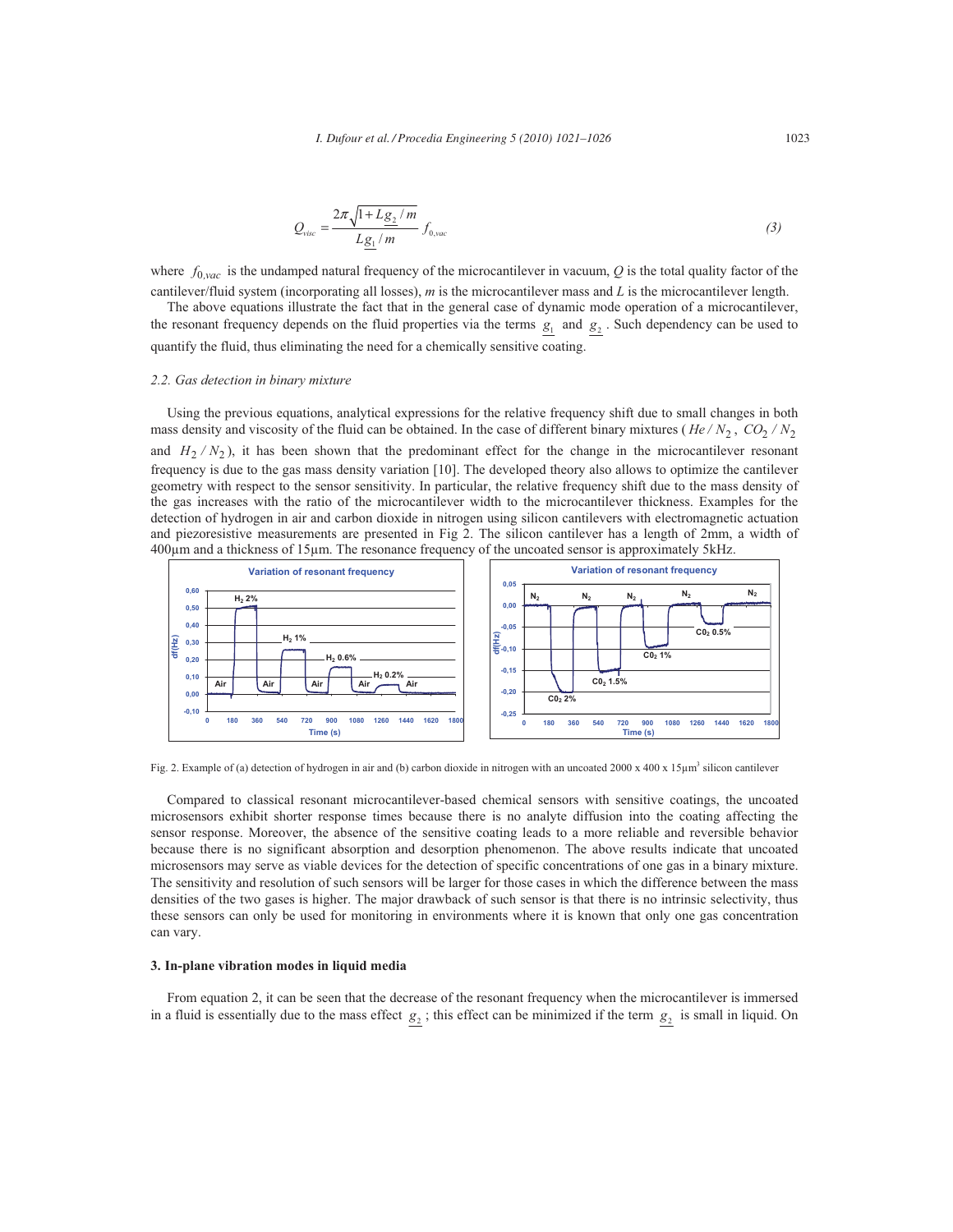$$Q_{visc} = \frac{2\pi\sqrt{1+L\underline{g_2}/m}}{L\underline{g_1}/m} f_{0,vac} \tag{3}$$

where $f_{0,vac}$ is the undamped natural frequency of the microcantilever in vacuum, $Q$ is the total quality factor of the cantilever/fluid system (incorporating all losses), $m$ is the microcantilever mass and $L$ is the microcantilever length.

The above equations illustrate the fact that in the general case of dynamic mode operation of a microcantilever, the resonant frequency depends on the fluid properties via the terms $\underline{g_1}$ and $\underline{g_2}$. Such dependency can be used to quantify the fluid, thus eliminating the need for a chemically sensitive coating.

### 2.2. Gas detection in binary mixture

Using the previous equations, analytical expressions for the relative frequency shift due to small changes in both mass density and viscosity of the fluid can be obtained. In the case of different binary mixtures ($He/N_2$, $CO_2/N_2$ and $H_2/N_2$), it has been shown that the predominant effect for the change in the microcantilever resonant frequency is due to the gas mass density variation [10]. The developed theory also allows to optimize the cantilever geometry with respect to the sensor sensitivity. In particular, the relative frequency shift due to the mass density of the gas increases with the ratio of the microcantilever width to the microcantilever thickness. Examples for the detection of hydrogen in air and carbon dioxide in nitrogen using silicon cantilevers with electromagnetic actuation and piezoresistive measurements are presented in Fig 2. The silicon cantilever has a length of 2mm, a width of 400µm and a thickness of 15µm. The resonance frequency of the uncoated sensor is approximately 5kHz.

Fig. 2. Example of (a) detection of hydrogen in air and (b) carbon dioxide in nitrogen with an uncoated 2000 x 400 x 15µm[3] silicon cantilever

Compared to classical resonant microcantilever-based chemical sensors with sensitive coatings, the uncoated microsensors exhibit shorter response times because there is no analyte diffusion into the coating affecting the sensor response. Moreover, the absence of the sensitive coating leads to a more reliable and reversible behavior because there is no significant absorption and desorption phenomenon. The above results indicate that uncoated microsensors may serve as viable devices for the detection of specific concentrations of one gas in a binary mixture. The sensitivity and resolution of such sensors will be larger for those cases in which the difference between the mass densities of the two gases is higher. The major drawback of such sensor is that there is no intrinsic selectivity, thus these sensors can only be used for monitoring in environments where it is known that only one gas concentration can vary.

## 3. In-plane vibration modes in liquid media

From equation 2, it can be seen that the decrease of the resonant frequency when the microcantilever is immersed in a fluid is essentially due to the mass effect $\underline{g_2}$; this effect can be minimized if the term $\underline{g_2}$ is small in liquid. On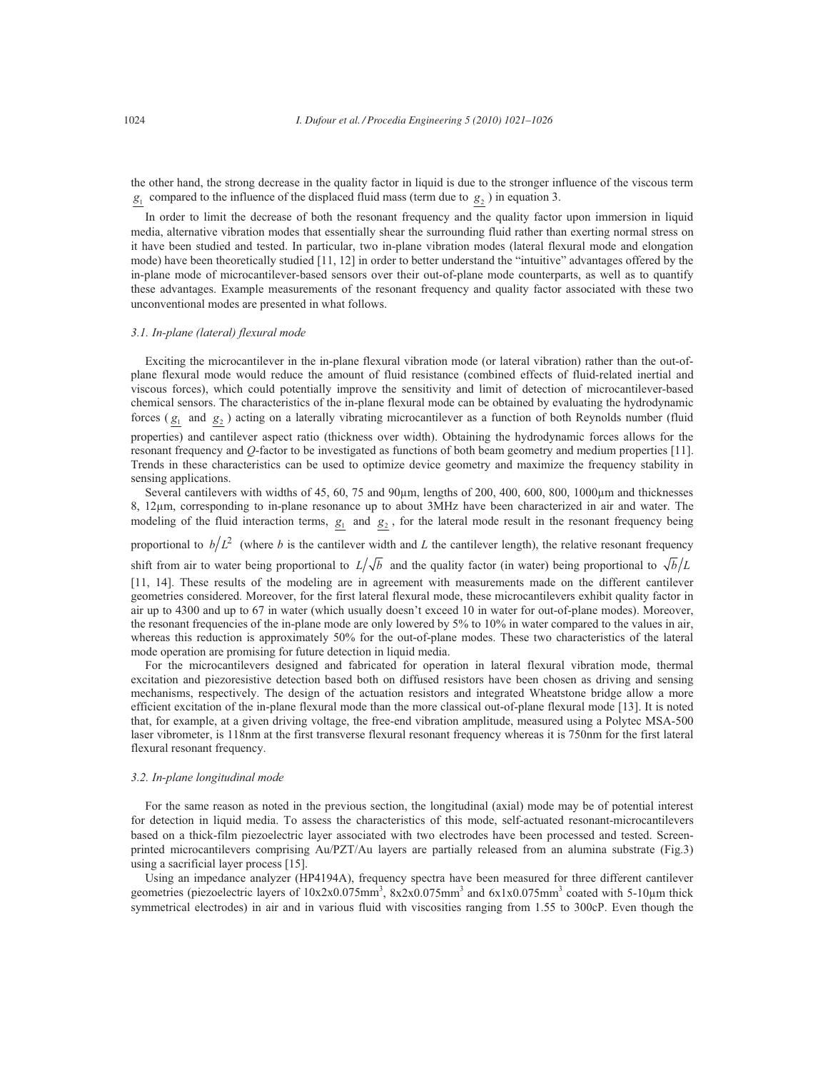the other hand, the strong decrease in the quality factor in liquid is due to the stronger influence of the viscous term $\underline{g_1}$ compared to the influence of the displaced fluid mass (term due to $\underline{g_2}$ ) in equation 3.

In order to limit the decrease of both the resonant frequency and the quality factor upon immersion in liquid media, alternative vibration modes that essentially shear the surrounding fluid rather than exerting normal stress on it have been studied and tested. In particular, two in-plane vibration modes (lateral flexural mode and elongation mode) have been theoretically studied [11, 12] in order to better understand the "intuitive" advantages offered by the in-plane mode of microcantilever-based sensors over their out-of-plane mode counterparts, as well as to quantify these advantages. Example measurements of the resonant frequency and quality factor associated with these two unconventional modes are presented in what follows.

### *3.1. In-plane (lateral) flexural mode*

Exciting the microcantilever in the in-plane flexural vibration mode (or lateral vibration) rather than the out-of-plane flexural mode would reduce the amount of fluid resistance (combined effects of fluid-related inertial and viscous forces), which could potentially improve the sensitivity and limit of detection of microcantilever-based chemical sensors. The characteristics of the in-plane flexural mode can be obtained by evaluating the hydrodynamic forces ( $\underline{g_1}$ and $\underline{g_2}$ ) acting on a laterally vibrating microcantilever as a function of both Reynolds number (fluid properties) and cantilever aspect ratio (thickness over width). Obtaining the hydrodynamic forces allows for the resonant frequency and *Q*-factor to be investigated as functions of both beam geometry and medium properties [11]. Trends in these characteristics can be used to optimize device geometry and maximize the frequency stability in sensing applications.

Several cantilevers with widths of 45, 60, 75 and 90μm, lengths of 200, 400, 600, 800, 1000μm and thicknesses 8, 12μm, corresponding to in-plane resonance up to about 3MHz have been characterized in air and water. The modeling of the fluid interaction terms, $\underline{g_1}$ and $\underline{g_2}$, for the lateral mode result in the resonant frequency being proportional to $b/L^2$ (where *b* is the cantilever width and *L* the cantilever length), the relative resonant frequency shift from air to water being proportional to $L/\sqrt{b}$ and the quality factor (in water) being proportional to $\sqrt{b}/L$ [11, 14]. These results of the modeling are in agreement with measurements made on the different cantilever geometries considered. Moreover, for the first lateral flexural mode, these microcantilevers exhibit quality factor in air up to 4300 and up to 67 in water (which usually doesn't exceed 10 in water for out-of-plane modes). Moreover, the resonant frequencies of the in-plane mode are only lowered by 5% to 10% in water compared to the values in air, whereas this reduction is approximately 50% for the out-of-plane modes. These two characteristics of the lateral mode operation are promising for future detection in liquid media.

For the microcantilevers designed and fabricated for operation in lateral flexural vibration mode, thermal excitation and piezoresistive detection based both on diffused resistors have been chosen as driving and sensing mechanisms, respectively. The design of the actuation resistors and integrated Wheatstone bridge allow a more efficient excitation of the in-plane flexural mode than the more classical out-of-plane flexural mode [13]. It is noted that, for example, at a given driving voltage, the free-end vibration amplitude, measured using a Polytec MSA-500 laser vibrometer, is 118nm at the first transverse flexural resonant frequency whereas it is 750nm for the first lateral flexural resonant frequency.

### *3.2. In-plane longitudinal mode*

For the same reason as noted in the previous section, the longitudinal (axial) mode may be of potential interest for detection in liquid media. To assess the characteristics of this mode, self-actuated resonant-microcantilevers based on a thick-film piezoelectric layer associated with two electrodes have been processed and tested. Screen-printed microcantilevers comprising Au/PZT/Au layers are partially released from an alumina substrate (Fig.3) using a sacrificial layer process [15].

Using an impedance analyzer (HP4194A), frequency spectra have been measured for three different cantilever geometries (piezoelectric layers of 10x2x0.075mm$^3$, 8x2x0.075mm$^3$ and 6x1x0.075mm$^3$ coated with 5-10μm thick symmetrical electrodes) in air and in various fluid with viscosities ranging from 1.55 to 300cP. Even though the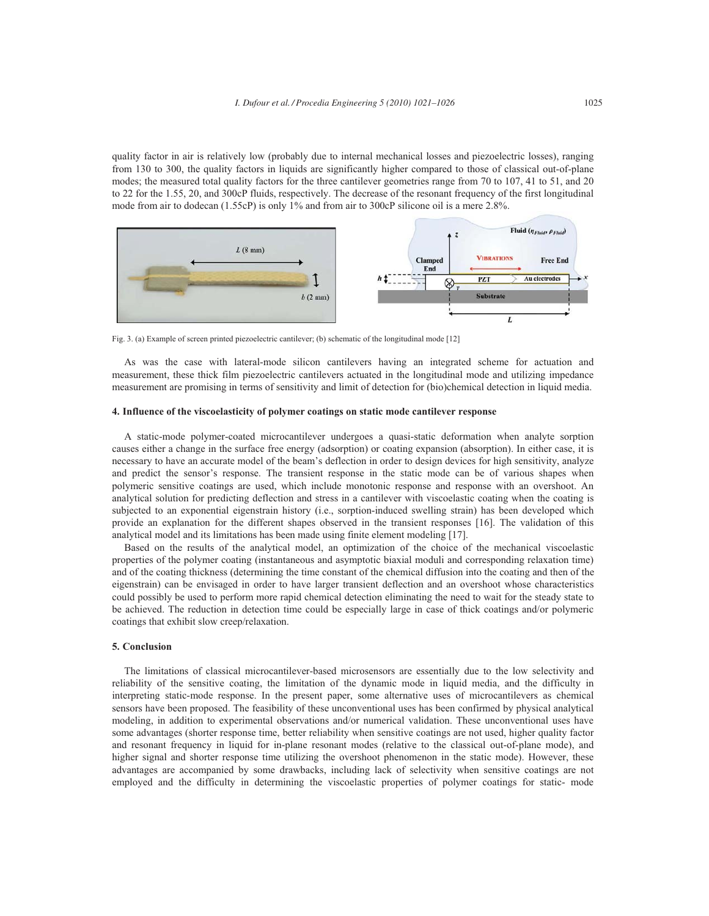quality factor in air is relatively low (probably due to internal mechanical losses and piezoelectric losses), ranging from 130 to 300, the quality factors in liquids are significantly higher compared to those of classical out-of-plane modes; the measured total quality factors for the three cantilever geometries range from 70 to 107, 41 to 51, and 20 to 22 for the 1.55, 20, and 300cP fluids, respectively. The decrease of the resonant frequency of the first longitudinal mode from air to dodecan (1.55cP) is only 1% and from air to 300cP silicone oil is a mere 2.8%.

Fig. 3. (a) Example of screen printed piezoelectric cantilever; (b) schematic of the longitudinal mode [12]

As was the case with lateral-mode silicon cantilevers having an integrated scheme for actuation and measurement, these thick film piezoelectric cantilevers actuated in the longitudinal mode and utilizing impedance measurement are promising in terms of sensitivity and limit of detection for (bio)chemical detection in liquid media.

## 4. Influence of the viscoelasticity of polymer coatings on static mode cantilever response

A static-mode polymer-coated microcantilever undergoes a quasi-static deformation when analyte sorption causes either a change in the surface free energy (adsorption) or coating expansion (absorption). In either case, it is necessary to have an accurate model of the beam's deflection in order to design devices for high sensitivity, analyze and predict the sensor's response. The transient response in the static mode can be of various shapes when polymeric sensitive coatings are used, which include monotonic response and response with an overshoot. An analytical solution for predicting deflection and stress in a cantilever with viscoelastic coating when the coating is subjected to an exponential eigenstrain history (i.e., sorption-induced swelling strain) has been developed which provide an explanation for the different shapes observed in the transient responses [16]. The validation of this analytical model and its limitations has been made using finite element modeling [17].

Based on the results of the analytical model, an optimization of the choice of the mechanical viscoelastic properties of the polymer coating (instantaneous and asymptotic biaxial moduli and corresponding relaxation time) and of the coating thickness (determining the time constant of the chemical diffusion into the coating and then of the eigenstrain) can be envisaged in order to have larger transient deflection and an overshoot whose characteristics could possibly be used to perform more rapid chemical detection eliminating the need to wait for the steady state to be achieved. The reduction in detection time could be especially large in case of thick coatings and/or polymeric coatings that exhibit slow creep/relaxation.

## 5. Conclusion

The limitations of classical microcantilever-based microsensors are essentially due to the low selectivity and reliability of the sensitive coating, the limitation of the dynamic mode in liquid media, and the difficulty in interpreting static-mode response. In the present paper, some alternative uses of microcantilevers as chemical sensors have been proposed. The feasibility of these unconventional uses has been confirmed by physical analytical modeling, in addition to experimental observations and/or numerical validation. These unconventional uses have some advantages (shorter response time, better reliability when sensitive coatings are not used, higher quality factor and resonant frequency in liquid for in-plane resonant modes (relative to the classical out-of-plane mode), and higher signal and shorter response time utilizing the overshoot phenomenon in the static mode). However, these advantages are accompanied by some drawbacks, including lack of selectivity when sensitive coatings are not employed and the difficulty in determining the viscoelastic properties of polymer coatings for static- mode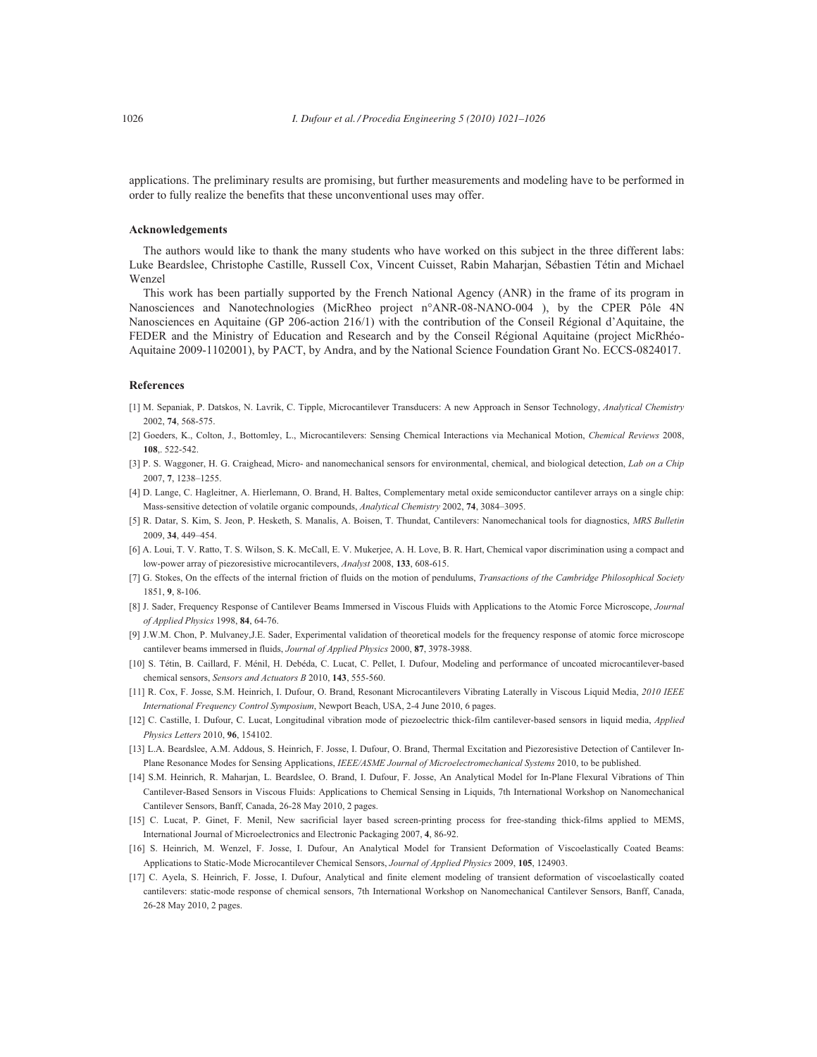applications. The preliminary results are promising, but further measurements and modeling have to be performed in order to fully realize the benefits that these unconventional uses may offer.

## Acknowledgements

The authors would like to thank the many students who have worked on this subject in the three different labs: Luke Beardslee, Christophe Castille, Russell Cox, Vincent Cuisset, Rabin Maharjan, Sébastien Tétin and Michael Wenzel

This work has been partially supported by the French National Agency (ANR) in the frame of its program in Nanosciences and Nanotechnologies (MicRheo project n°ANR-08-NANO-004 ), by the CPER Pôle 4N Nanosciences en Aquitaine (GP 206-action 216/1) with the contribution of the Conseil Régional d'Aquitaine, the FEDER and the Ministry of Education and Research and by the Conseil Régional Aquitaine (project MicRhéo-Aquitaine 2009-1102001), by PACT, by Andra, and by the National Science Foundation Grant No. ECCS-0824017.

## References

[1] M. Sepaniak, P. Datskos, N. Lavrik, C. Tipple, Microcantilever Transducers: A new Approach in Sensor Technology, *Analytical Chemistry* 2002, **74**, 568-575.

[2] Goeders, K., Colton, J., Bottomley, L., Microcantilevers: Sensing Chemical Interactions via Mechanical Motion, *Chemical Reviews* 2008, **108**,. 522-542.

[3] P. S. Waggoner, H. G. Craighead, Micro- and nanomechanical sensors for environmental, chemical, and biological detection, *Lab on a Chip* 2007, **7**, 1238–1255.

[4] D. Lange, C. Hagleitner, A. Hierlemann, O. Brand, H. Baltes, Complementary metal oxide semiconductor cantilever arrays on a single chip: Mass-sensitive detection of volatile organic compounds, *Analytical Chemistry* 2002, **74**, 3084–3095.

[5] R. Datar, S. Kim, S. Jeon, P. Hesketh, S. Manalis, A. Boisen, T. Thundat, Cantilevers: Nanomechanical tools for diagnostics, *MRS Bulletin* 2009, **34**, 449–454.

[6] A. Loui, T. V. Ratto, T. S. Wilson, S. K. McCall, E. V. Mukerjee, A. H. Love, B. R. Hart, Chemical vapor discrimination using a compact and low-power array of piezoresistive microcantilevers, *Analyst* 2008, **133**, 608-615.

[7] G. Stokes, On the effects of the internal friction of fluids on the motion of pendulums, *Transactions of the Cambridge Philosophical Society* 1851, **9**, 8-106.

[8] J. Sader, Frequency Response of Cantilever Beams Immersed in Viscous Fluids with Applications to the Atomic Force Microscope, *Journal of Applied Physics* 1998, **84**, 64-76.

[9] J.W.M. Chon, P. Mulvaney,J.E. Sader, Experimental validation of theoretical models for the frequency response of atomic force microscope cantilever beams immersed in fluids, *Journal of Applied Physics* 2000, **87**, 3978-3988.

[10] S. Tétin, B. Caillard, F. Ménil, H. Debéda, C. Lucat, C. Pellet, I. Dufour, Modeling and performance of uncoated microcantilever-based chemical sensors, *Sensors and Actuators B* 2010, **143**, 555-560.

[11] R. Cox, F. Josse, S.M. Heinrich, I. Dufour, O. Brand, Resonant Microcantilevers Vibrating Laterally in Viscous Liquid Media, *2010 IEEE International Frequency Control Symposium*, Newport Beach, USA, 2-4 June 2010, 6 pages.

[12] C. Castille, I. Dufour, C. Lucat, Longitudinal vibration mode of piezoelectric thick-film cantilever-based sensors in liquid media, *Applied Physics Letters* 2010, **96**, 154102.

[13] L.A. Beardslee, A.M. Addous, S. Heinrich, F. Josse, I. Dufour, O. Brand, Thermal Excitation and Piezoresistive Detection of Cantilever In-Plane Resonance Modes for Sensing Applications, *IEEE/ASME Journal of Microelectromechanical Systems* 2010, to be published.

[14] S.M. Heinrich, R. Maharjan, L. Beardslee, O. Brand, I. Dufour, F. Josse, An Analytical Model for In-Plane Flexural Vibrations of Thin Cantilever-Based Sensors in Viscous Fluids: Applications to Chemical Sensing in Liquids, 7th International Workshop on Nanomechanical Cantilever Sensors, Banff, Canada, 26-28 May 2010, 2 pages.

[15] C. Lucat, P. Ginet, F. Menil, New sacrificial layer based screen-printing process for free-standing thick-films applied to MEMS, International Journal of Microelectronics and Electronic Packaging 2007, **4**, 86-92.

[16] S. Heinrich, M. Wenzel, F. Josse, I. Dufour, An Analytical Model for Transient Deformation of Viscoelastically Coated Beams: Applications to Static-Mode Microcantilever Chemical Sensors, *Journal of Applied Physics* 2009, **105**, 124903.

[17] C. Ayela, S. Heinrich, F. Josse, I. Dufour, Analytical and finite element modeling of transient deformation of viscoelastically coated cantilevers: static-mode response of chemical sensors, 7th International Workshop on Nanomechanical Cantilever Sensors, Banff, Canada, 26-28 May 2010, 2 pages.